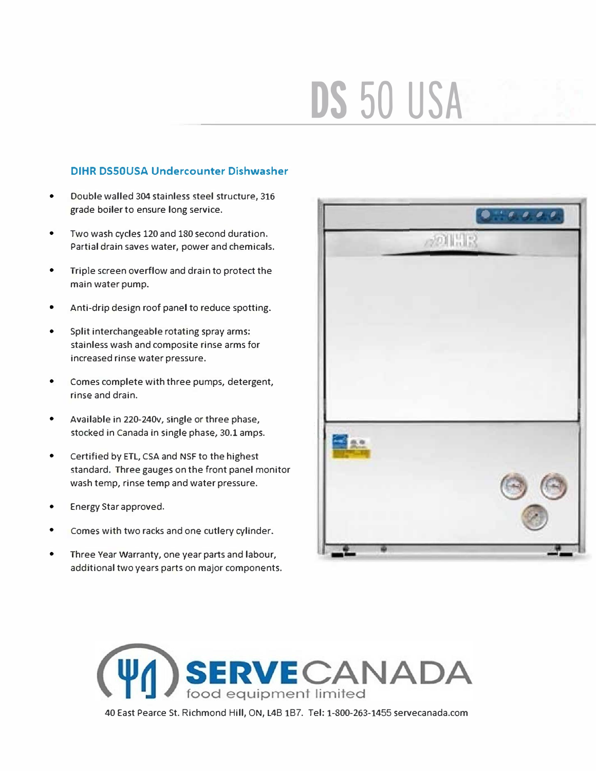# DS 50 USA

## DIHR DS50USA Undercounter Dishwasher

- Double walled 304 stainless steel structure, 316 grade boiler to ensure long service.
- Two wash cycles 120 and 180 second duration. Partial drain saves water, power and chemicals.
- Triple screen overflow and drain to protect the main water pump.
- Anti-drip design roof panel to reduce spotting.
- Split interchangeable rotating spray arms: stainless wash and composite rinse arms for increased rinse water pressure.
- Comes complete with three pumps, detergent, rinse and drain.
- Available in 220-240v, single or three phase, stocked in Canada in single phase, 30.1 amps.
- Certified by ETL, CSA and NSF to the highest standard. Three gauges on the front panel monitor wash temp, rinse temp and water pressure.
- Energy Star approved.
- Comes with two racks and one cutlery cylinder.
- Three Year Warranty, one year parts and labour, additional two years parts on major components.

**SERVECANADA** food equipment limited

40 East Pearce St. Richmond Hill, ON, L4B 1B7. Tel: 1-800-263-1455 servecanada.com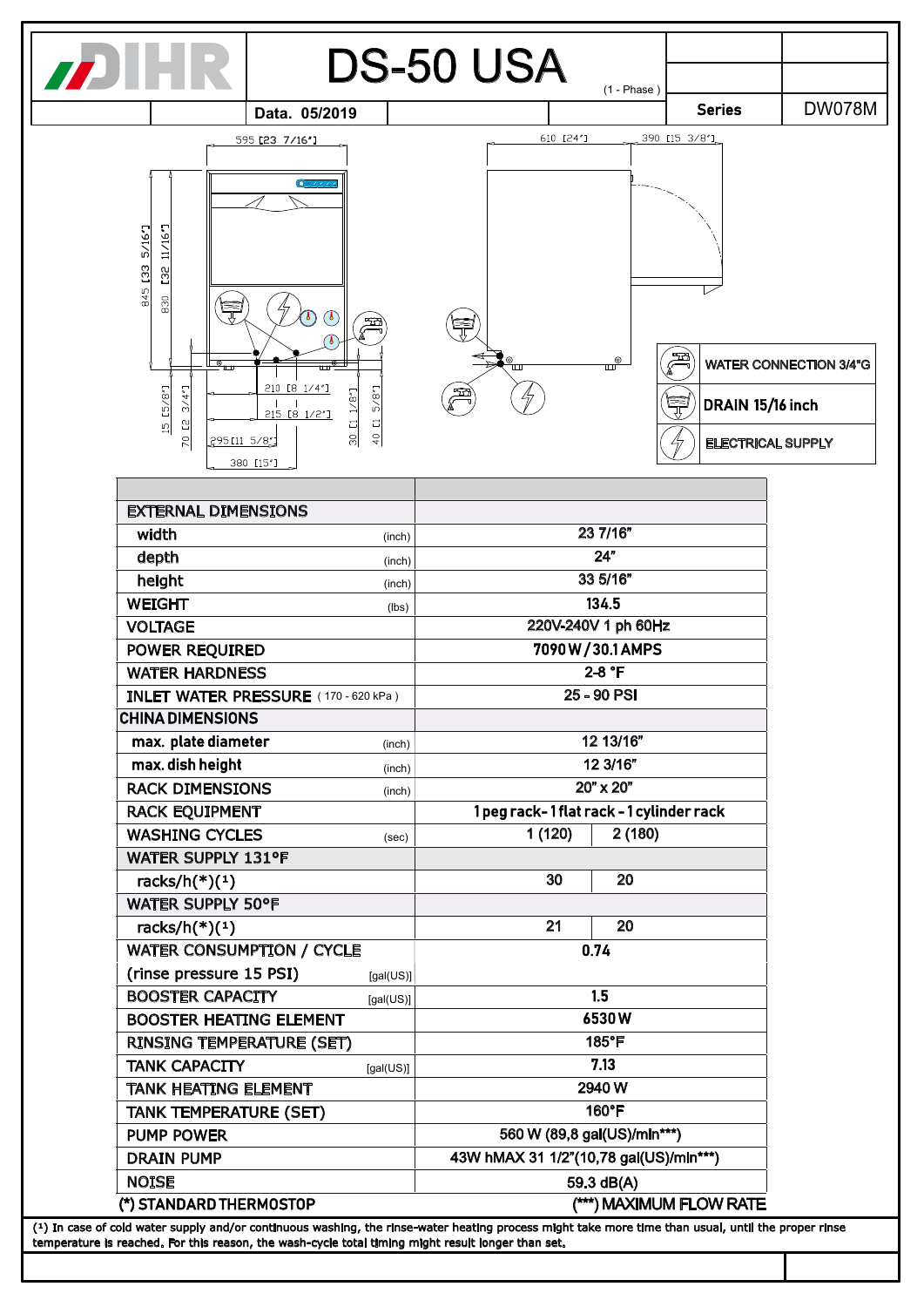# DS-50 USA

(1 - Phase)

Data. 05/2019

Series: DW078M

595 [23 7/16"]

845 [33 5/16"]

830 [32 11/16"]

15 [5/8"]

70 [2 3/4"]

210 [8 1/4"]

215 [8 1/2"]

295 [11 5/8"]

380 [15"]

30 [1 1/8"]

40 [1 5/8"]

610 [24"]

390 [15 3/8"]

WATER CONNECTION 3/4"G

DRAIN 15/16 inch

ELECTRICAL SUPPLY

| | | |
|---|---|---|
| **EXTERNAL DIMENSIONS** | | |
| width (inch) | 23 7/16" | |
| depth (inch) | 24" | |
| height (inch) | 33 5/16" | |
| WEIGHT (lbs) | 134.5 | |
| VOLTAGE | 220V-240V 1 ph 60Hz | |
| POWER REQUIRED | 7090 W / 30.1 AMPS | |
| WATER HARDNESS | 2-8 °F | |
| INLET WATER PRESSURE (170 - 620 kPa) | 25 - 90 PSI | |
| **CHINA DIMENSIONS** | | |
| max. plate diameter (inch) | 12 13/16" | |
| max. dish height (inch) | 12 3/16" | |
| RACK DIMENSIONS (inch) | 20" x 20" | |
| RACK EQUIPMENT | 1 peg rack - 1 flat rack - 1 cylinder rack | |
| WASHING CYCLES (sec) | 1 (120) | 2 (180) |
| **WATER SUPPLY 131°F** | | |
| racks/h(*)(1) | 30 | 20 |
| **WATER SUPPLY 50°F** | | |
| racks/h(*)(1) | 21 | 20 |
| WATER CONSUMPTION / CYCLE (rinse pressure 15 PSI) [gal(US)] | 0.74 | |
| BOOSTER CAPACITY [gal(US)] | 1.5 | |
| BOOSTER HEATING ELEMENT | 6530 W | |
| RINSING TEMPERATURE (SET) | 185°F | |
| TANK CAPACITY [gal(US)] | 7.13 | |
| TANK HEATING ELEMENT | 2940 W | |
| TANK TEMPERATURE (SET) | 160°F | |
| PUMP POWER | 560 W (89,8 gal(US)/min***) | |
| DRAIN PUMP | 43W hMAX 31 1/2"(10,78 gal(US)/min***) | |
| NOISE | 59.3 dB(A) | |

(*) STANDARD THERMOSTOP

(***) MAXIMUM FLOW RATE

(1) In case of cold water supply and/or continuous washing, the rinse-water heating process might take more time than usual, until the proper rinse temperature is reached. For this reason, the wash-cycle total timing might result longer than set.